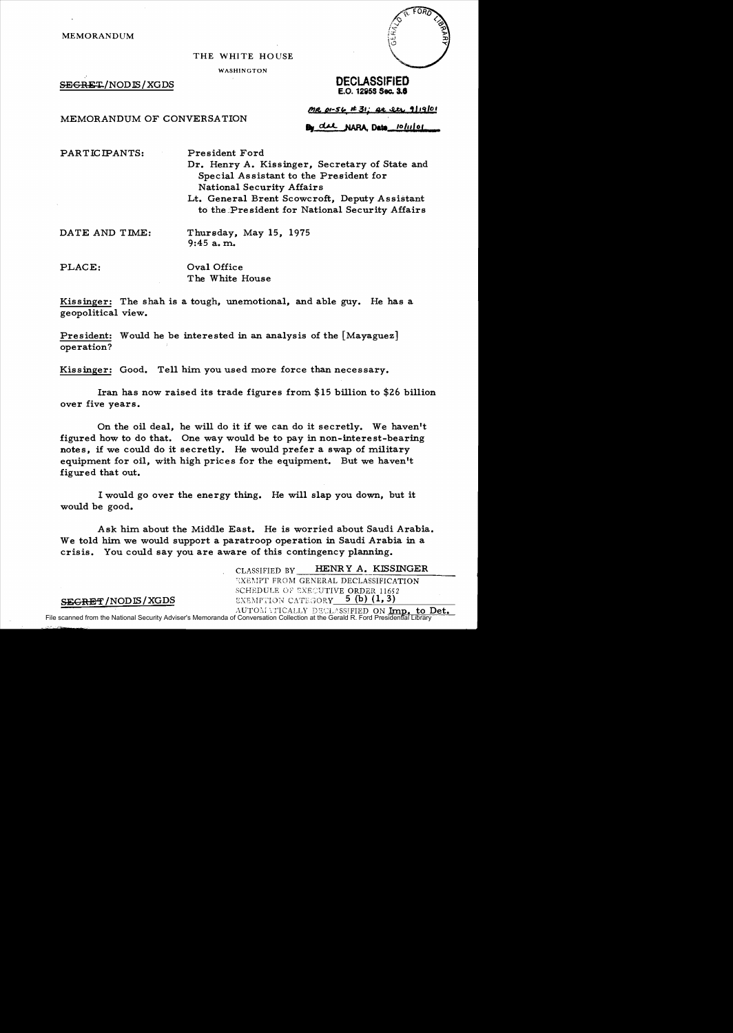MEMORANDUM

THE WHITE HOUSE

WASHINGTON

~~SECRET~~/NODIS/XGDS

**DECLASSIFIED**
**E.O. 12958 Sec. 3.6**

MR 01-56, #31; St. ltr. 9/19/01

By dal NARA, Date 10/11/01

MEMORANDUM OF CONVERSATION

PARTICIPANTS: President Ford
Dr. Henry A. Kissinger, Secretary of State and Special Assistant to the President for National Security Affairs
Lt. General Brent Scowcroft, Deputy Assistant to the President for National Security Affairs

DATE AND TIME: Thursday, May 15, 1975
9:45 a.m.

PLACE: Oval Office
The White House

Kissinger: The shah is a tough, unemotional, and able guy. He has a geopolitical view.

President: Would he be interested in an analysis of the [Mayaguez] operation?

Kissinger: Good. Tell him you used more force than necessary.

Iran has now raised its trade figures from $15 billion to $26 billion over five years.

On the oil deal, he will do it if we can do it secretly. We haven't figured how to do that. One way would be to pay in non-interest-bearing notes, if we could do it secretly. He would prefer a swap of military equipment for oil, with high prices for the equipment. But we haven't figured that out.

I would go over the energy thing. He will slap you down, but it would be good.

Ask him about the Middle East. He is worried about Saudi Arabia. We told him we would support a paratroop operation in Saudi Arabia in a crisis. You could say you are aware of this contingency planning.

CLASSIFIED BY HENRY A. KISSINGER
EXEMPT FROM GENERAL DECLASSIFICATION
SCHEDULE OF EXECUTIVE ORDER 11652
EXEMPTION CATEGORY 5 (b) (1, 3)
AUTOMATICALLY DECLASSIFIED ON Imp. to Det.

~~SECRET~~/NODIS/XGDS

File scanned from the National Security Adviser's Memoranda of Conversation Collection at the Gerald R. Ford Presidential Library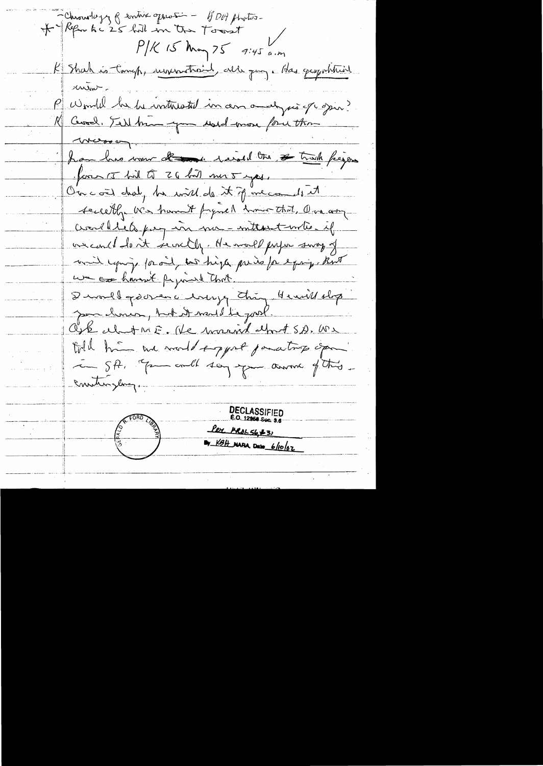– Chronology of entire operation – If DOD photos –
* – Report re 25 bil in the Toast

P/K 15 May 75 9:45 a.m ✓

K Shah is tough, unsentimental, all guy. Has geopolitical view.

P Would he be interested in an analysis of Spain?

K Good. Tell him you need more for the treasury.

Iran has never ~~not~~ raised the ~~oil~~ trade figure from 15 bil to 26 bil over 5 years.

On a oil deal, he will do it if we could do it secretly. We haven't figured how that. One way would be to pay in nuc - without note. If we could do it secretly. He would prefer swap of oil equip for oil, but high price for equip. But we ~~so~~ haven't figured that.

I would go over a energy thing. He will slip you down, but it would be good.

Ask about ME. He worried about SA. We told him we would support a strong Spain in SA. You could say you aware of this – continuing.

DECLASSIFIED
E.O. 12958 Sec. 3.6
Per MR01-56, #31
By KBH NARA, Date 6/10/02